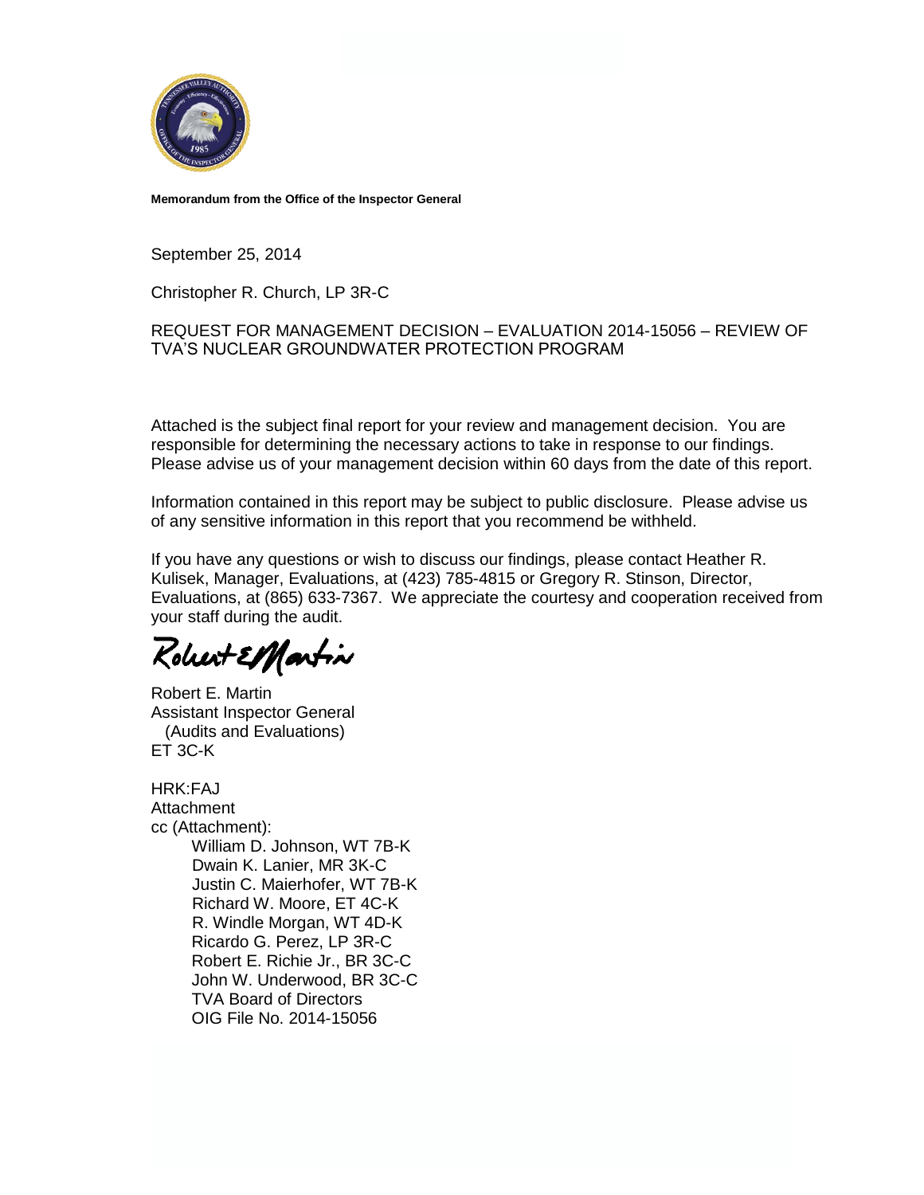**Memorandum from the Office of the Inspector General**

September 25, 2014

Christopher R. Church, LP 3R-C

REQUEST FOR MANAGEMENT DECISION – EVALUATION 2014-15056 – REVIEW OF TVA'S NUCLEAR GROUNDWATER PROTECTION PROGRAM

Attached is the subject final report for your review and management decision. You are responsible for determining the necessary actions to take in response to our findings. Please advise us of your management decision within 60 days from the date of this report.

Information contained in this report may be subject to public disclosure. Please advise us of any sensitive information in this report that you recommend be withheld.

If you have any questions or wish to discuss our findings, please contact Heather R. Kulisek, Manager, Evaluations, at (423) 785-4815 or Gregory R. Stinson, Director, Evaluations, at (865) 633-7367. We appreciate the courtesy and cooperation received from your staff during the audit.

Robert E. Martin
Assistant Inspector General
(Audits and Evaluations)
ET 3C-K

HRK:FAJ
Attachment
cc (Attachment):
- William D. Johnson, WT 7B-K
- Dwain K. Lanier, MR 3K-C
- Justin C. Maierhofer, WT 7B-K
- Richard W. Moore, ET 4C-K
- R. Windle Morgan, WT 4D-K
- Ricardo G. Perez, LP 3R-C
- Robert E. Richie Jr., BR 3C-C
- John W. Underwood, BR 3C-C
- TVA Board of Directors
- OIG File No. 2014-15056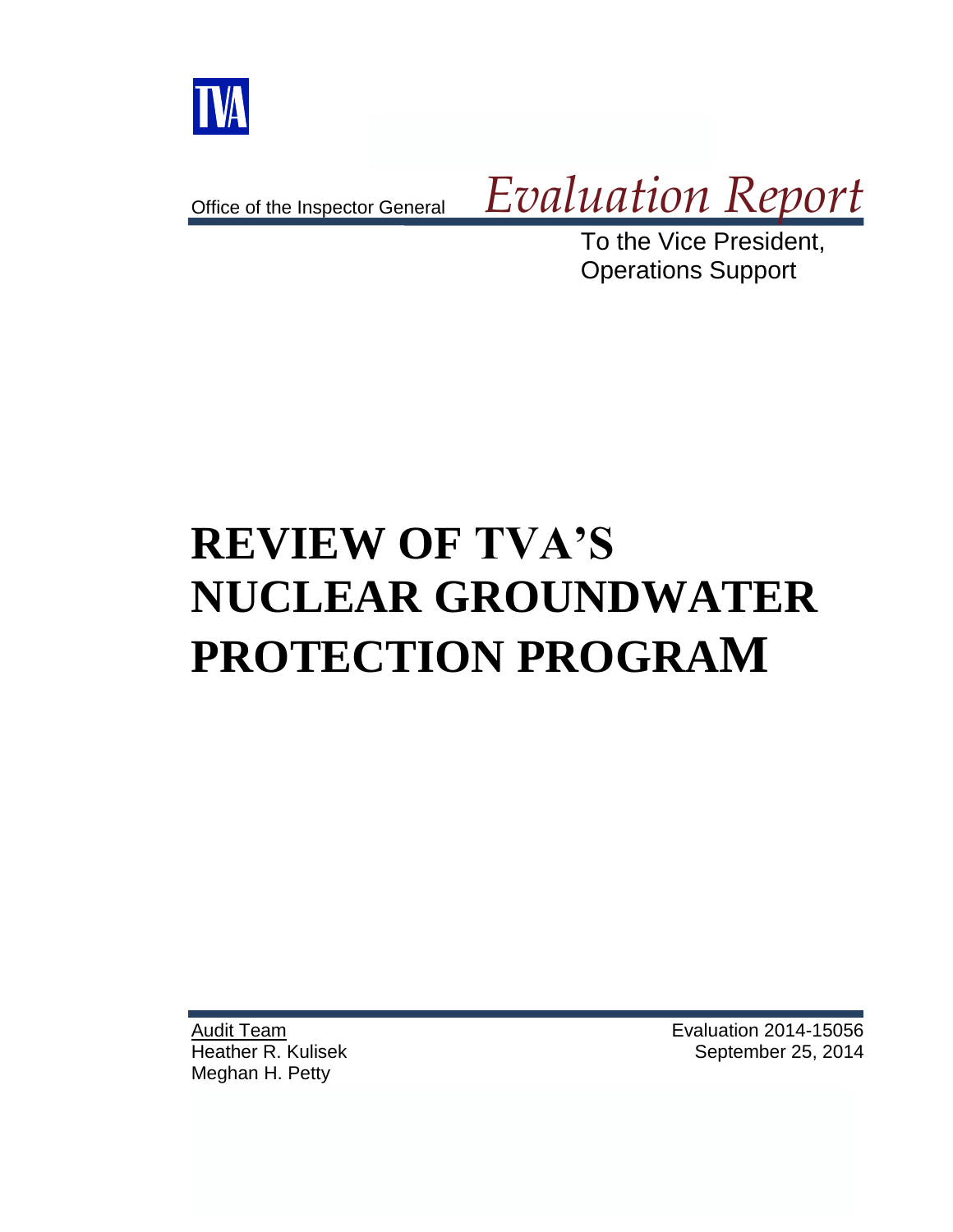TVA

Office of the Inspector General *Evaluation Report*

To the Vice President,
Operations Support

# REVIEW OF TVA'S NUCLEAR GROUNDWATER PROTECTION PROGRAM

Audit Team
Heather R. Kulisek
Meghan H. Petty

Evaluation 2014-15056
September 25, 2014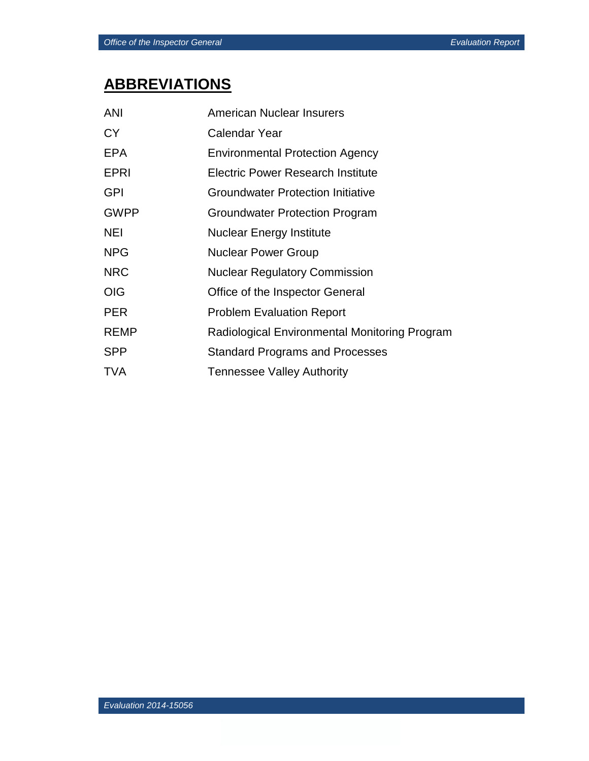# ABBREVIATIONS

| | |
|---|---|
| ANI | American Nuclear Insurers |
| CY | Calendar Year |
| EPA | Environmental Protection Agency |
| EPRI | Electric Power Research Institute |
| GPI | Groundwater Protection Initiative |
| GWPP | Groundwater Protection Program |
| NEI | Nuclear Energy Institute |
| NPG | Nuclear Power Group |
| NRC | Nuclear Regulatory Commission |
| OIG | Office of the Inspector General |
| PER | Problem Evaluation Report |
| REMP | Radiological Environmental Monitoring Program |
| SPP | Standard Programs and Processes |
| TVA | Tennessee Valley Authority |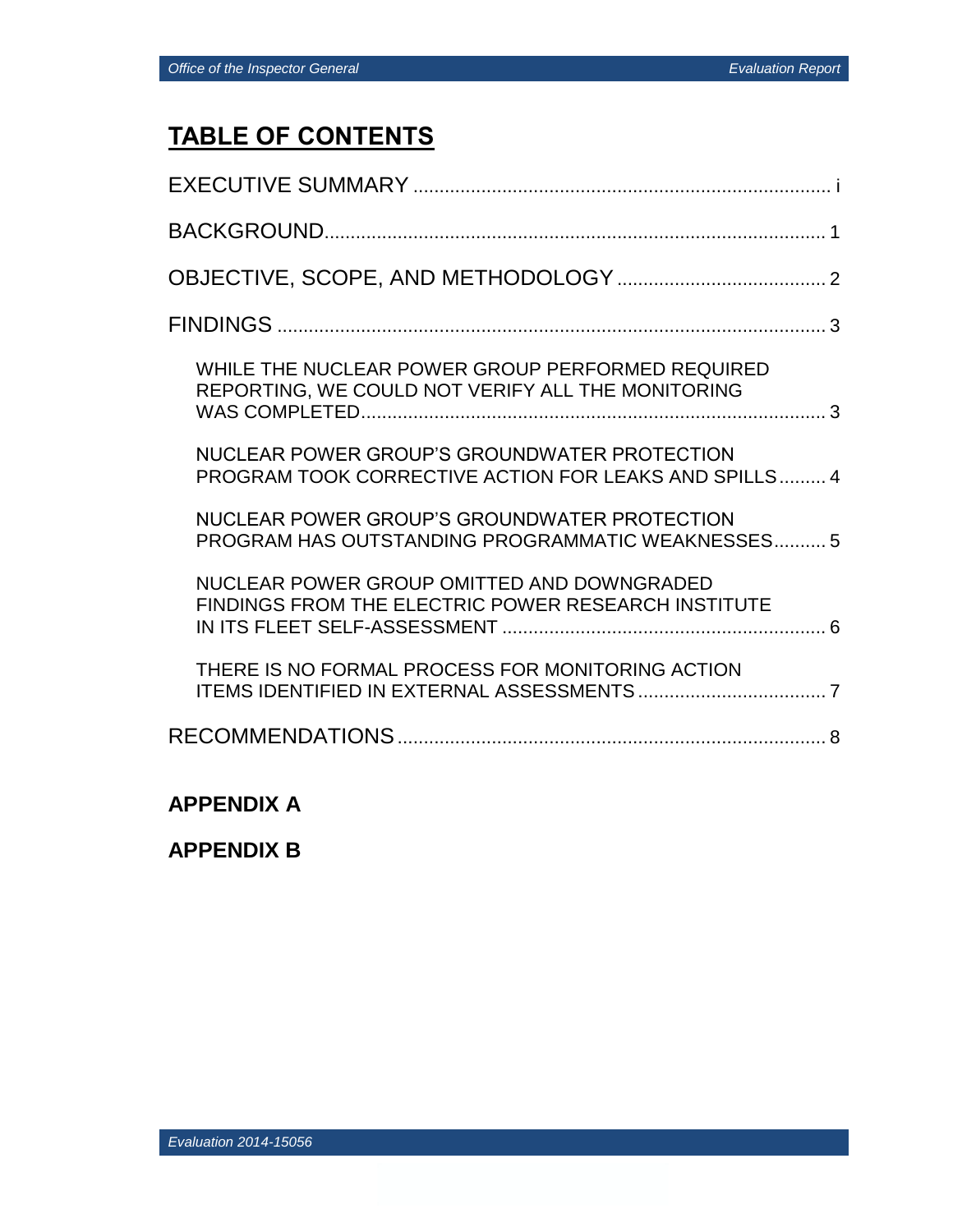# TABLE OF CONTENTS

EXECUTIVE SUMMARY ................................................................................ i

BACKGROUND................................................................................................ 1

OBJECTIVE, SCOPE, AND METHODOLOGY ....................................... 2

FINDINGS ........................................................................................................ 3

- WHILE THE NUCLEAR POWER GROUP PERFORMED REQUIRED REPORTING, WE COULD NOT VERIFY ALL THE MONITORING WAS COMPLETED......................................................................................... 3
- NUCLEAR POWER GROUP'S GROUNDWATER PROTECTION PROGRAM TOOK CORRECTIVE ACTION FOR LEAKS AND SPILLS......... 4
- NUCLEAR POWER GROUP'S GROUNDWATER PROTECTION PROGRAM HAS OUTSTANDING PROGRAMMATIC WEAKNESSES.......... 5
- NUCLEAR POWER GROUP OMITTED AND DOWNGRADED FINDINGS FROM THE ELECTRIC POWER RESEARCH INSTITUTE IN ITS FLEET SELF-ASSESSMENT .............................................................. 6
- THERE IS NO FORMAL PROCESS FOR MONITORING ACTION ITEMS IDENTIFIED IN EXTERNAL ASSESSMENTS .................................... 7

RECOMMENDATIONS................................................................................. 8

**APPENDIX A**

**APPENDIX B**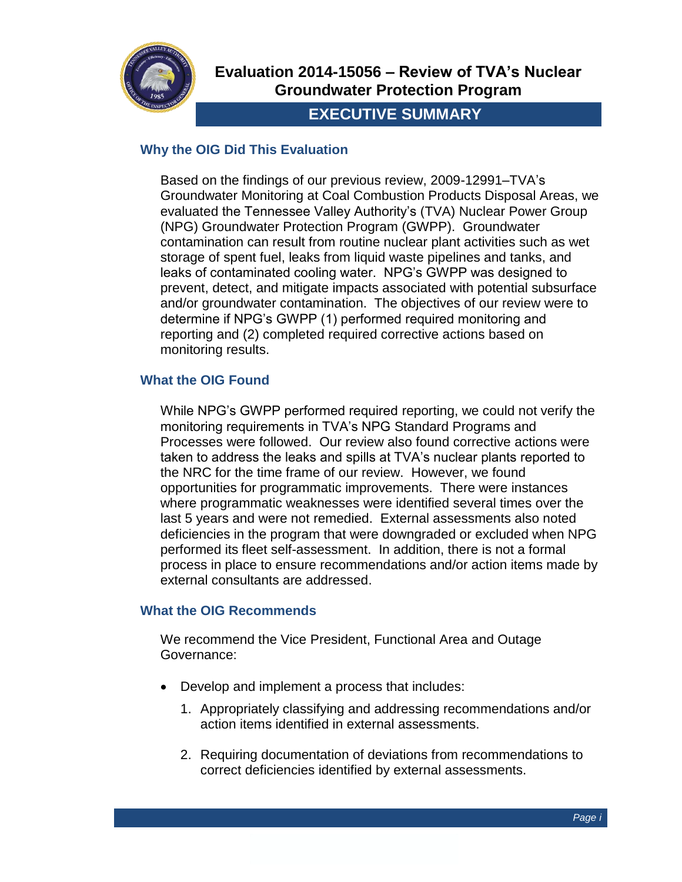# Evaluation 2014-15056 – Review of TVA's Nuclear Groundwater Protection Program

## EXECUTIVE SUMMARY

### Why the OIG Did This Evaluation

Based on the findings of our previous review, 2009-12991–TVA's Groundwater Monitoring at Coal Combustion Products Disposal Areas, we evaluated the Tennessee Valley Authority's (TVA) Nuclear Power Group (NPG) Groundwater Protection Program (GWPP). Groundwater contamination can result from routine nuclear plant activities such as wet storage of spent fuel, leaks from liquid waste pipelines and tanks, and leaks of contaminated cooling water. NPG's GWPP was designed to prevent, detect, and mitigate impacts associated with potential subsurface and/or groundwater contamination. The objectives of our review were to determine if NPG's GWPP (1) performed required monitoring and reporting and (2) completed required corrective actions based on monitoring results.

### What the OIG Found

While NPG's GWPP performed required reporting, we could not verify the monitoring requirements in TVA's NPG Standard Programs and Processes were followed. Our review also found corrective actions were taken to address the leaks and spills at TVA's nuclear plants reported to the NRC for the time frame of our review. However, we found opportunities for programmatic improvements. There were instances where programmatic weaknesses were identified several times over the last 5 years and were not remedied. External assessments also noted deficiencies in the program that were downgraded or excluded when NPG performed its fleet self-assessment. In addition, there is not a formal process in place to ensure recommendations and/or action items made by external consultants are addressed.

### What the OIG Recommends

We recommend the Vice President, Functional Area and Outage Governance:

- Develop and implement a process that includes:
  1. Appropriately classifying and addressing recommendations and/or action items identified in external assessments.
  2. Requiring documentation of deviations from recommendations to correct deficiencies identified by external assessments.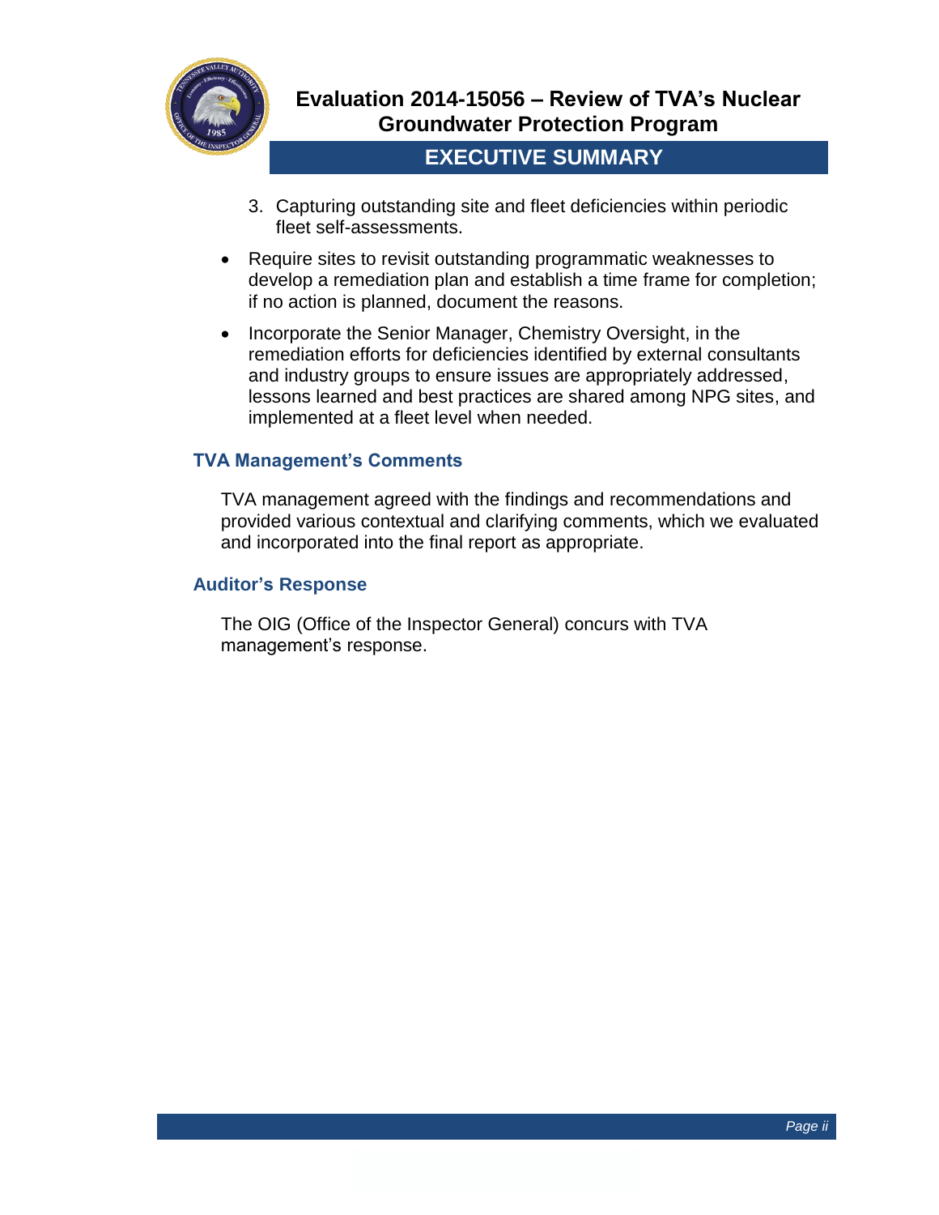3. Capturing outstanding site and fleet deficiencies within periodic fleet self-assessments.

- Require sites to revisit outstanding programmatic weaknesses to develop a remediation plan and establish a time frame for completion; if no action is planned, document the reasons.
- Incorporate the Senior Manager, Chemistry Oversight, in the remediation efforts for deficiencies identified by external consultants and industry groups to ensure issues are appropriately addressed, lessons learned and best practices are shared among NPG sites, and implemented at a fleet level when needed.

### TVA Management's Comments

TVA management agreed with the findings and recommendations and provided various contextual and clarifying comments, which we evaluated and incorporated into the final report as appropriate.

### Auditor's Response

The OIG (Office of the Inspector General) concurs with TVA management's response.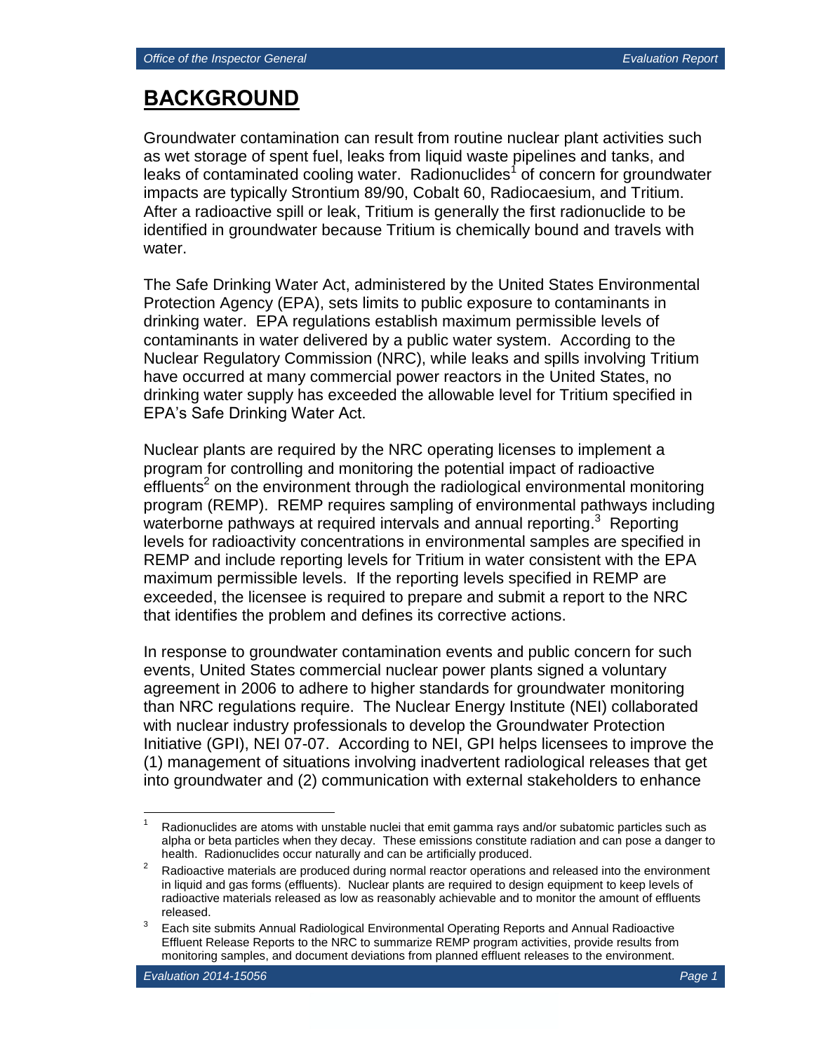# BACKGROUND

Groundwater contamination can result from routine nuclear plant activities such as wet storage of spent fuel, leaks from liquid waste pipelines and tanks, and leaks of contaminated cooling water. Radionuclides[1] of concern for groundwater impacts are typically Strontium 89/90, Cobalt 60, Radiocaesium, and Tritium. After a radioactive spill or leak, Tritium is generally the first radionuclide to be identified in groundwater because Tritium is chemically bound and travels with water.

The Safe Drinking Water Act, administered by the United States Environmental Protection Agency (EPA), sets limits to public exposure to contaminants in drinking water. EPA regulations establish maximum permissible levels of contaminants in water delivered by a public water system. According to the Nuclear Regulatory Commission (NRC), while leaks and spills involving Tritium have occurred at many commercial power reactors in the United States, no drinking water supply has exceeded the allowable level for Tritium specified in EPA's Safe Drinking Water Act.

Nuclear plants are required by the NRC operating licenses to implement a program for controlling and monitoring the potential impact of radioactive effluents[2] on the environment through the radiological environmental monitoring program (REMP). REMP requires sampling of environmental pathways including waterborne pathways at required intervals and annual reporting.[3] Reporting levels for radioactivity concentrations in environmental samples are specified in REMP and include reporting levels for Tritium in water consistent with the EPA maximum permissible levels. If the reporting levels specified in REMP are exceeded, the licensee is required to prepare and submit a report to the NRC that identifies the problem and defines its corrective actions.

In response to groundwater contamination events and public concern for such events, United States commercial nuclear power plants signed a voluntary agreement in 2006 to adhere to higher standards for groundwater monitoring than NRC regulations require. The Nuclear Energy Institute (NEI) collaborated with nuclear industry professionals to develop the Groundwater Protection Initiative (GPI), NEI 07-07. According to NEI, GPI helps licensees to improve the (1) management of situations involving inadvertent radiological releases that get into groundwater and (2) communication with external stakeholders to enhance

---

[1] Radionuclides are atoms with unstable nuclei that emit gamma rays and/or subatomic particles such as alpha or beta particles when they decay. These emissions constitute radiation and can pose a danger to health. Radionuclides occur naturally and can be artificially produced.

[2] Radioactive materials are produced during normal reactor operations and released into the environment in liquid and gas forms (effluents). Nuclear plants are required to design equipment to keep levels of radioactive materials released as low as reasonably achievable and to monitor the amount of effluents released.

[3] Each site submits Annual Radiological Environmental Operating Reports and Annual Radioactive Effluent Release Reports to the NRC to summarize REMP program activities, provide results from monitoring samples, and document deviations from planned effluent releases to the environment.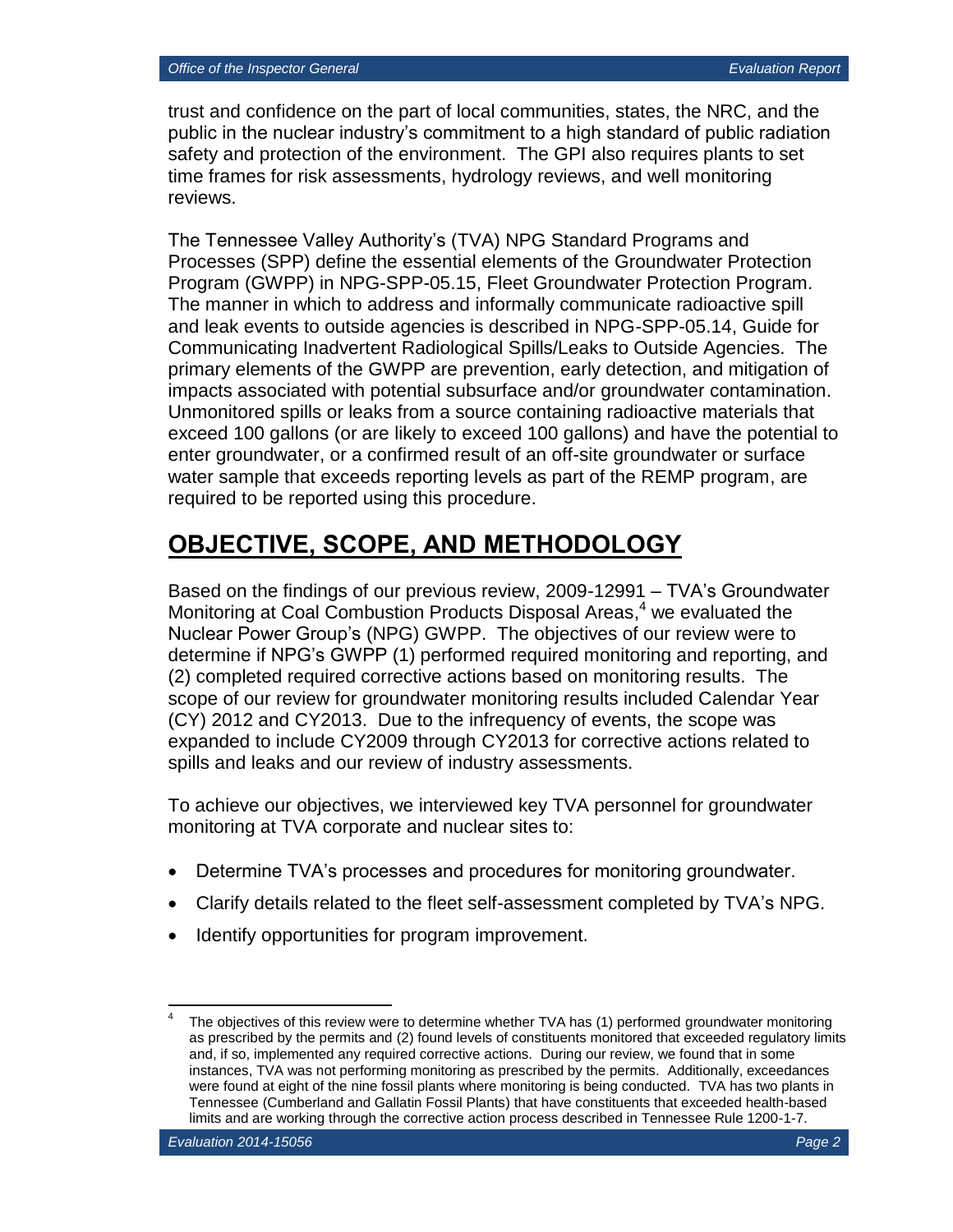trust and confidence on the part of local communities, states, the NRC, and the public in the nuclear industry's commitment to a high standard of public radiation safety and protection of the environment. The GPI also requires plants to set time frames for risk assessments, hydrology reviews, and well monitoring reviews.

The Tennessee Valley Authority's (TVA) NPG Standard Programs and Processes (SPP) define the essential elements of the Groundwater Protection Program (GWPP) in NPG-SPP-05.15, Fleet Groundwater Protection Program. The manner in which to address and informally communicate radioactive spill and leak events to outside agencies is described in NPG-SPP-05.14, Guide for Communicating Inadvertent Radiological Spills/Leaks to Outside Agencies. The primary elements of the GWPP are prevention, early detection, and mitigation of impacts associated with potential subsurface and/or groundwater contamination. Unmonitored spills or leaks from a source containing radioactive materials that exceed 100 gallons (or are likely to exceed 100 gallons) and have the potential to enter groundwater, or a confirmed result of an off-site groundwater or surface water sample that exceeds reporting levels as part of the REMP program, are required to be reported using this procedure.

# OBJECTIVE, SCOPE, AND METHODOLOGY

Based on the findings of our previous review, 2009-12991 – TVA's Groundwater Monitoring at Coal Combustion Products Disposal Areas,[4] we evaluated the Nuclear Power Group's (NPG) GWPP. The objectives of our review were to determine if NPG's GWPP (1) performed required monitoring and reporting, and (2) completed required corrective actions based on monitoring results. The scope of our review for groundwater monitoring results included Calendar Year (CY) 2012 and CY2013. Due to the infrequency of events, the scope was expanded to include CY2009 through CY2013 for corrective actions related to spills and leaks and our review of industry assessments.

To achieve our objectives, we interviewed key TVA personnel for groundwater monitoring at TVA corporate and nuclear sites to:

- Determine TVA's processes and procedures for monitoring groundwater.
- Clarify details related to the fleet self-assessment completed by TVA's NPG.
- Identify opportunities for program improvement.

---

[4] The objectives of this review were to determine whether TVA has (1) performed groundwater monitoring as prescribed by the permits and (2) found levels of constituents monitored that exceeded regulatory limits and, if so, implemented any required corrective actions. During our review, we found that in some instances, TVA was not performing monitoring as prescribed by the permits. Additionally, exceedances were found at eight of the nine fossil plants where monitoring is being conducted. TVA has two plants in Tennessee (Cumberland and Gallatin Fossil Plants) that have constituents that exceeded health-based limits and are working through the corrective action process described in Tennessee Rule 1200-1-7.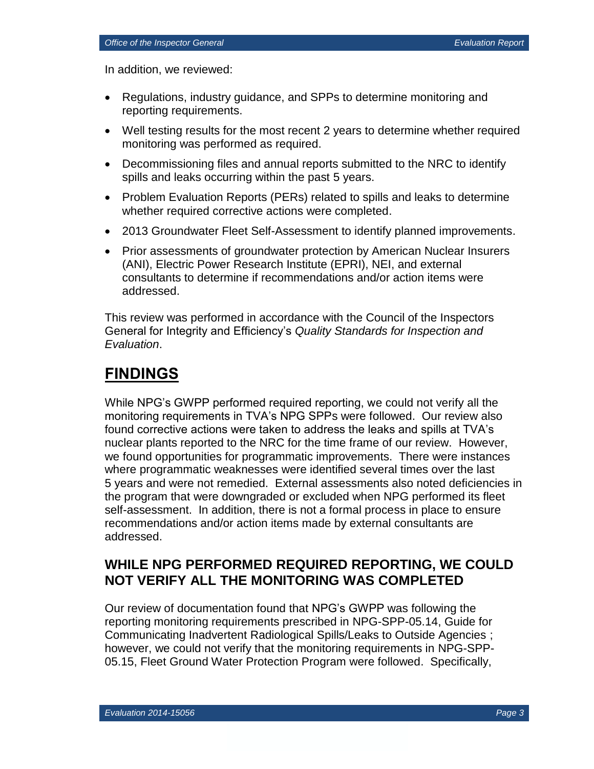In addition, we reviewed:

- Regulations, industry guidance, and SPPs to determine monitoring and reporting requirements.
- Well testing results for the most recent 2 years to determine whether required monitoring was performed as required.
- Decommissioning files and annual reports submitted to the NRC to identify spills and leaks occurring within the past 5 years.
- Problem Evaluation Reports (PERs) related to spills and leaks to determine whether required corrective actions were completed.
- 2013 Groundwater Fleet Self-Assessment to identify planned improvements.
- Prior assessments of groundwater protection by American Nuclear Insurers (ANI), Electric Power Research Institute (EPRI), NEI, and external consultants to determine if recommendations and/or action items were addressed.

This review was performed in accordance with the Council of the Inspectors General for Integrity and Efficiency's *Quality Standards for Inspection and Evaluation*.

# FINDINGS

While NPG's GWPP performed required reporting, we could not verify all the monitoring requirements in TVA's NPG SPPs were followed. Our review also found corrective actions were taken to address the leaks and spills at TVA's nuclear plants reported to the NRC for the time frame of our review. However, we found opportunities for programmatic improvements. There were instances where programmatic weaknesses were identified several times over the last 5 years and were not remedied. External assessments also noted deficiencies in the program that were downgraded or excluded when NPG performed its fleet self-assessment. In addition, there is not a formal process in place to ensure recommendations and/or action items made by external consultants are addressed.

## WHILE NPG PERFORMED REQUIRED REPORTING, WE COULD NOT VERIFY ALL THE MONITORING WAS COMPLETED

Our review of documentation found that NPG's GWPP was following the reporting monitoring requirements prescribed in NPG-SPP-05.14, Guide for Communicating Inadvertent Radiological Spills/Leaks to Outside Agencies ; however, we could not verify that the monitoring requirements in NPG-SPP-05.15, Fleet Ground Water Protection Program were followed. Specifically,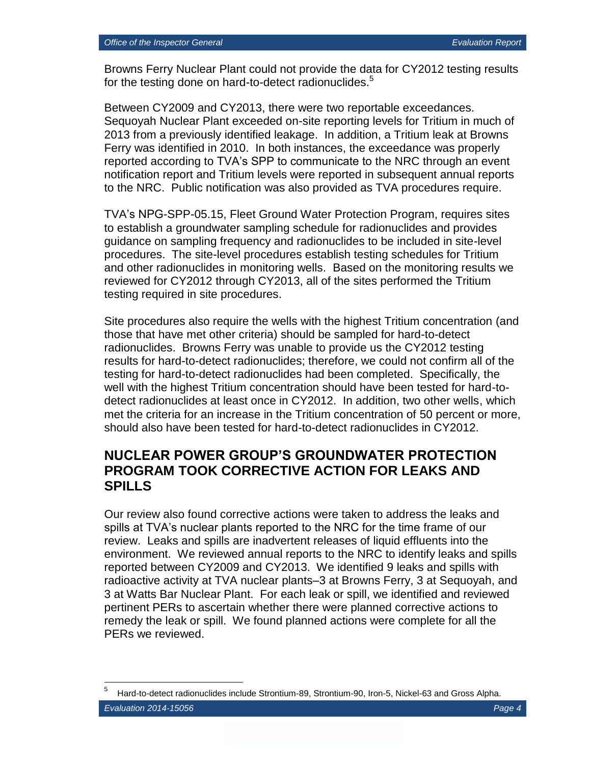Browns Ferry Nuclear Plant could not provide the data for CY2012 testing results for the testing done on hard-to-detect radionuclides.[5]

Between CY2009 and CY2013, there were two reportable exceedances. Sequoyah Nuclear Plant exceeded on-site reporting levels for Tritium in much of 2013 from a previously identified leakage. In addition, a Tritium leak at Browns Ferry was identified in 2010. In both instances, the exceedance was properly reported according to TVA's SPP to communicate to the NRC through an event notification report and Tritium levels were reported in subsequent annual reports to the NRC. Public notification was also provided as TVA procedures require.

TVA's NPG-SPP-05.15, Fleet Ground Water Protection Program, requires sites to establish a groundwater sampling schedule for radionuclides and provides guidance on sampling frequency and radionuclides to be included in site-level procedures. The site-level procedures establish testing schedules for Tritium and other radionuclides in monitoring wells. Based on the monitoring results we reviewed for CY2012 through CY2013, all of the sites performed the Tritium testing required in site procedures.

Site procedures also require the wells with the highest Tritium concentration (and those that have met other criteria) should be sampled for hard-to-detect radionuclides. Browns Ferry was unable to provide us the CY2012 testing results for hard-to-detect radionuclides; therefore, we could not confirm all of the testing for hard-to-detect radionuclides had been completed. Specifically, the well with the highest Tritium concentration should have been tested for hard-to-detect radionuclides at least once in CY2012. In addition, two other wells, which met the criteria for an increase in the Tritium concentration of 50 percent or more, should also have been tested for hard-to-detect radionuclides in CY2012.

## NUCLEAR POWER GROUP'S GROUNDWATER PROTECTION PROGRAM TOOK CORRECTIVE ACTION FOR LEAKS AND SPILLS

Our review also found corrective actions were taken to address the leaks and spills at TVA's nuclear plants reported to the NRC for the time frame of our review. Leaks and spills are inadvertent releases of liquid effluents into the environment. We reviewed annual reports to the NRC to identify leaks and spills reported between CY2009 and CY2013. We identified 9 leaks and spills with radioactive activity at TVA nuclear plants–3 at Browns Ferry, 3 at Sequoyah, and 3 at Watts Bar Nuclear Plant. For each leak or spill, we identified and reviewed pertinent PERs to ascertain whether there were planned corrective actions to remedy the leak or spill. We found planned actions were complete for all the PERs we reviewed.

---

[5] Hard-to-detect radionuclides include Strontium-89, Strontium-90, Iron-5, Nickel-63 and Gross Alpha.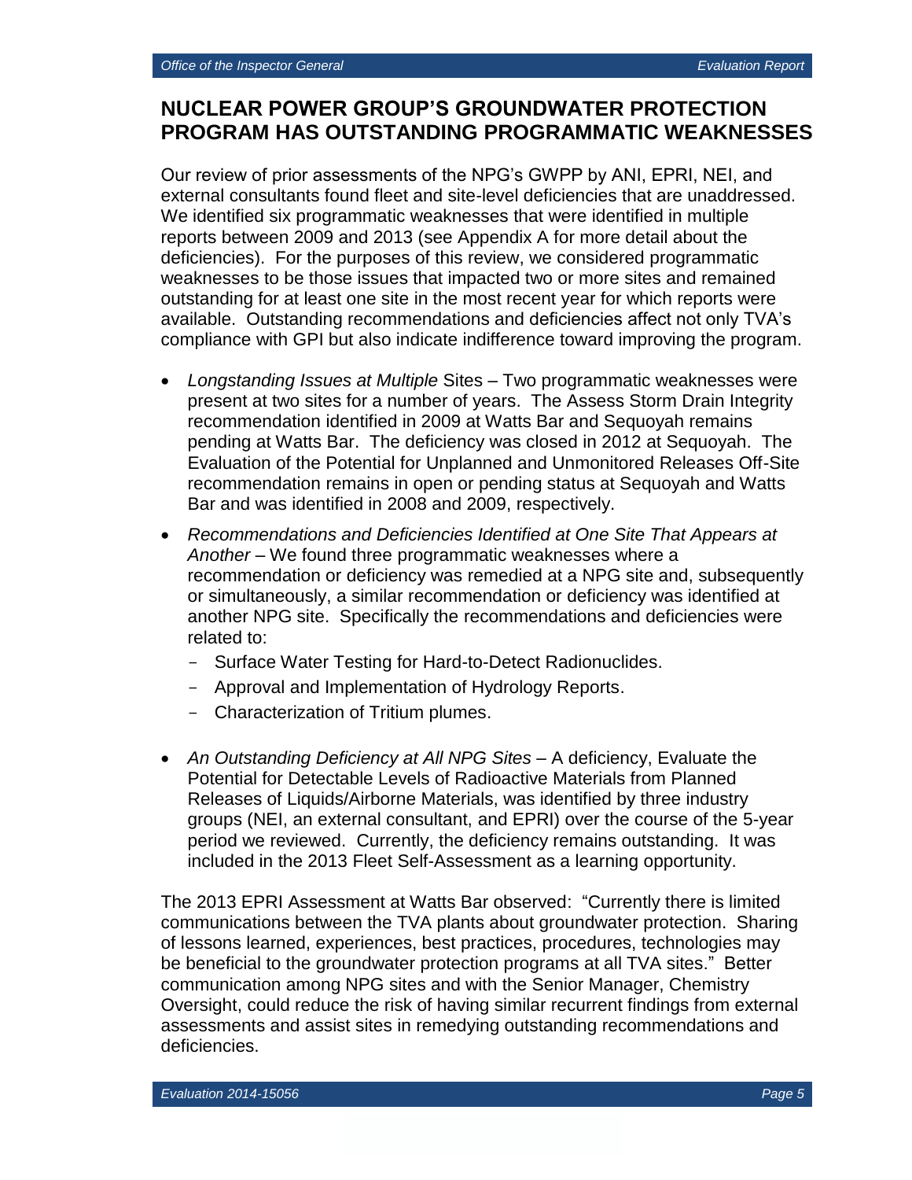## NUCLEAR POWER GROUP'S GROUNDWATER PROTECTION PROGRAM HAS OUTSTANDING PROGRAMMATIC WEAKNESSES

Our review of prior assessments of the NPG's GWPP by ANI, EPRI, NEI, and external consultants found fleet and site-level deficiencies that are unaddressed. We identified six programmatic weaknesses that were identified in multiple reports between 2009 and 2013 (see Appendix A for more detail about the deficiencies). For the purposes of this review, we considered programmatic weaknesses to be those issues that impacted two or more sites and remained outstanding for at least one site in the most recent year for which reports were available. Outstanding recommendations and deficiencies affect not only TVA's compliance with GPI but also indicate indifference toward improving the program.

- *Longstanding Issues at Multiple* Sites – Two programmatic weaknesses were present at two sites for a number of years. The Assess Storm Drain Integrity recommendation identified in 2009 at Watts Bar and Sequoyah remains pending at Watts Bar. The deficiency was closed in 2012 at Sequoyah. The Evaluation of the Potential for Unplanned and Unmonitored Releases Off-Site recommendation remains in open or pending status at Sequoyah and Watts Bar and was identified in 2008 and 2009, respectively.
- *Recommendations and Deficiencies Identified at One Site That Appears at Another* – We found three programmatic weaknesses where a recommendation or deficiency was remedied at a NPG site and, subsequently or simultaneously, a similar recommendation or deficiency was identified at another NPG site. Specifically the recommendations and deficiencies were related to:
  - Surface Water Testing for Hard-to-Detect Radionuclides.
  - Approval and Implementation of Hydrology Reports.
  - Characterization of Tritium plumes.
- *An Outstanding Deficiency at All NPG Sites* – A deficiency, Evaluate the Potential for Detectable Levels of Radioactive Materials from Planned Releases of Liquids/Airborne Materials, was identified by three industry groups (NEI, an external consultant, and EPRI) over the course of the 5-year period we reviewed. Currently, the deficiency remains outstanding. It was included in the 2013 Fleet Self-Assessment as a learning opportunity.

The 2013 EPRI Assessment at Watts Bar observed: "Currently there is limited communications between the TVA plants about groundwater protection. Sharing of lessons learned, experiences, best practices, procedures, technologies may be beneficial to the groundwater protection programs at all TVA sites." Better communication among NPG sites and with the Senior Manager, Chemistry Oversight, could reduce the risk of having similar recurrent findings from external assessments and assist sites in remedying outstanding recommendations and deficiencies.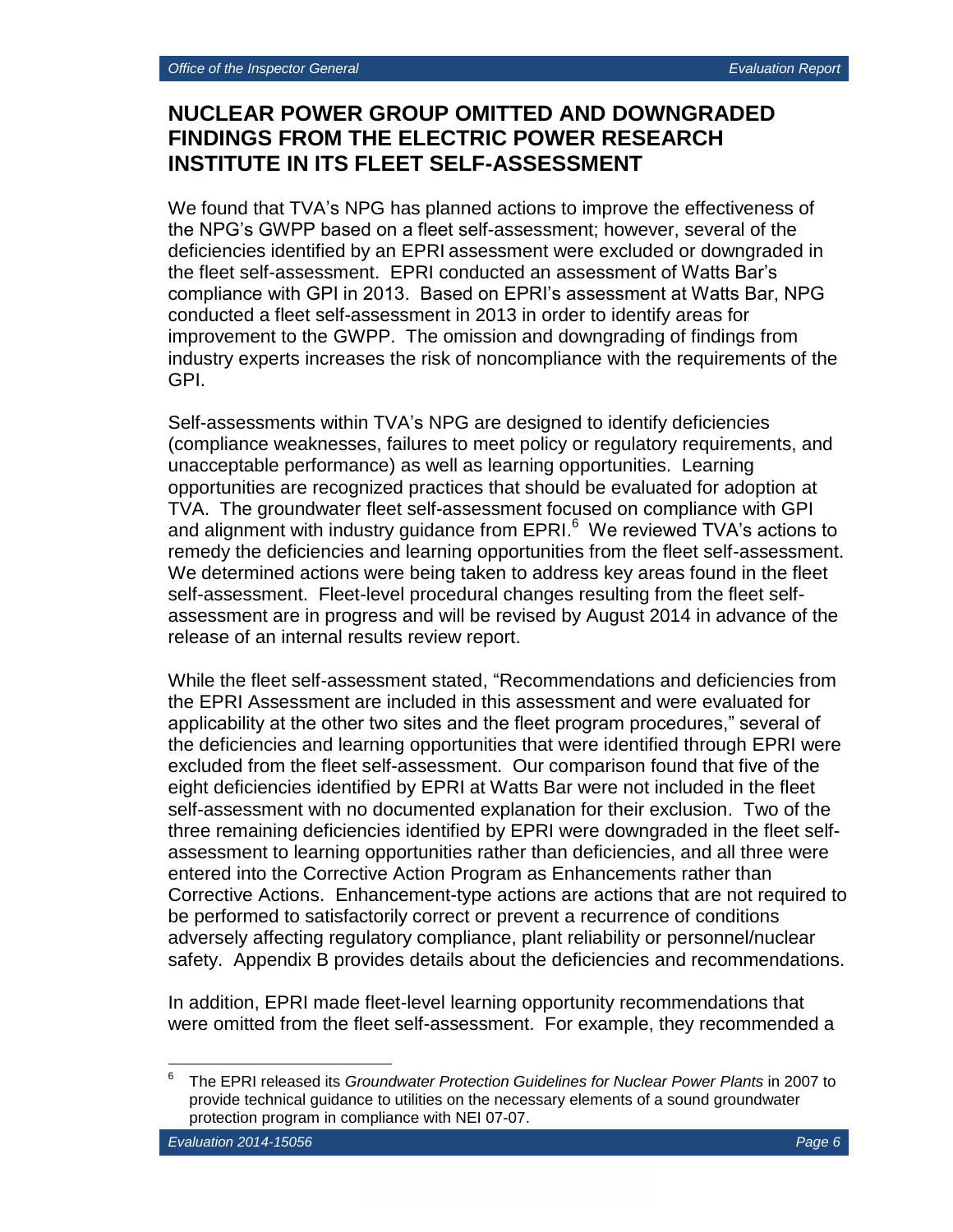## NUCLEAR POWER GROUP OMITTED AND DOWNGRADED FINDINGS FROM THE ELECTRIC POWER RESEARCH INSTITUTE IN ITS FLEET SELF-ASSESSMENT

We found that TVA's NPG has planned actions to improve the effectiveness of the NPG's GWPP based on a fleet self-assessment; however, several of the deficiencies identified by an EPRI assessment were excluded or downgraded in the fleet self-assessment. EPRI conducted an assessment of Watts Bar's compliance with GPI in 2013. Based on EPRI's assessment at Watts Bar, NPG conducted a fleet self-assessment in 2013 in order to identify areas for improvement to the GWPP. The omission and downgrading of findings from industry experts increases the risk of noncompliance with the requirements of the GPI.

Self-assessments within TVA's NPG are designed to identify deficiencies (compliance weaknesses, failures to meet policy or regulatory requirements, and unacceptable performance) as well as learning opportunities. Learning opportunities are recognized practices that should be evaluated for adoption at TVA. The groundwater fleet self-assessment focused on compliance with GPI and alignment with industry guidance from EPRI.[6] We reviewed TVA's actions to remedy the deficiencies and learning opportunities from the fleet self-assessment. We determined actions were being taken to address key areas found in the fleet self-assessment. Fleet-level procedural changes resulting from the fleet self-assessment are in progress and will be revised by August 2014 in advance of the release of an internal results review report.

While the fleet self-assessment stated, "Recommendations and deficiencies from the EPRI Assessment are included in this assessment and were evaluated for applicability at the other two sites and the fleet program procedures," several of the deficiencies and learning opportunities that were identified through EPRI were excluded from the fleet self-assessment. Our comparison found that five of the eight deficiencies identified by EPRI at Watts Bar were not included in the fleet self-assessment with no documented explanation for their exclusion. Two of the three remaining deficiencies identified by EPRI were downgraded in the fleet self-assessment to learning opportunities rather than deficiencies, and all three were entered into the Corrective Action Program as Enhancements rather than Corrective Actions. Enhancement-type actions are actions that are not required to be performed to satisfactorily correct or prevent a recurrence of conditions adversely affecting regulatory compliance, plant reliability or personnel/nuclear safety. Appendix B provides details about the deficiencies and recommendations.

In addition, EPRI made fleet-level learning opportunity recommendations that were omitted from the fleet self-assessment. For example, they recommended a

[6] The EPRI released its *Groundwater Protection Guidelines for Nuclear Power Plants* in 2007 to provide technical guidance to utilities on the necessary elements of a sound groundwater protection program in compliance with NEI 07-07.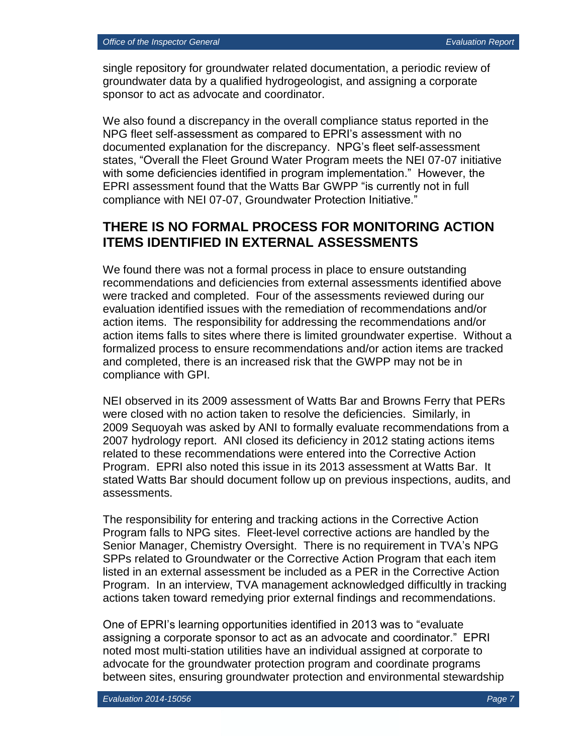single repository for groundwater related documentation, a periodic review of groundwater data by a qualified hydrogeologist, and assigning a corporate sponsor to act as advocate and coordinator.

We also found a discrepancy in the overall compliance status reported in the NPG fleet self-assessment as compared to EPRI's assessment with no documented explanation for the discrepancy. NPG's fleet self-assessment states, "Overall the Fleet Ground Water Program meets the NEI 07-07 initiative with some deficiencies identified in program implementation." However, the EPRI assessment found that the Watts Bar GWPP "is currently not in full compliance with NEI 07-07, Groundwater Protection Initiative."

## THERE IS NO FORMAL PROCESS FOR MONITORING ACTION ITEMS IDENTIFIED IN EXTERNAL ASSESSMENTS

We found there was not a formal process in place to ensure outstanding recommendations and deficiencies from external assessments identified above were tracked and completed. Four of the assessments reviewed during our evaluation identified issues with the remediation of recommendations and/or action items. The responsibility for addressing the recommendations and/or action items falls to sites where there is limited groundwater expertise. Without a formalized process to ensure recommendations and/or action items are tracked and completed, there is an increased risk that the GWPP may not be in compliance with GPI.

NEI observed in its 2009 assessment of Watts Bar and Browns Ferry that PERs were closed with no action taken to resolve the deficiencies. Similarly, in 2009 Sequoyah was asked by ANI to formally evaluate recommendations from a 2007 hydrology report. ANI closed its deficiency in 2012 stating actions items related to these recommendations were entered into the Corrective Action Program. EPRI also noted this issue in its 2013 assessment at Watts Bar. It stated Watts Bar should document follow up on previous inspections, audits, and assessments.

The responsibility for entering and tracking actions in the Corrective Action Program falls to NPG sites. Fleet-level corrective actions are handled by the Senior Manager, Chemistry Oversight. There is no requirement in TVA's NPG SPPs related to Groundwater or the Corrective Action Program that each item listed in an external assessment be included as a PER in the Corrective Action Program. In an interview, TVA management acknowledged difficultly in tracking actions taken toward remedying prior external findings and recommendations.

One of EPRI's learning opportunities identified in 2013 was to "evaluate assigning a corporate sponsor to act as an advocate and coordinator." EPRI noted most multi-station utilities have an individual assigned at corporate to advocate for the groundwater protection program and coordinate programs between sites, ensuring groundwater protection and environmental stewardship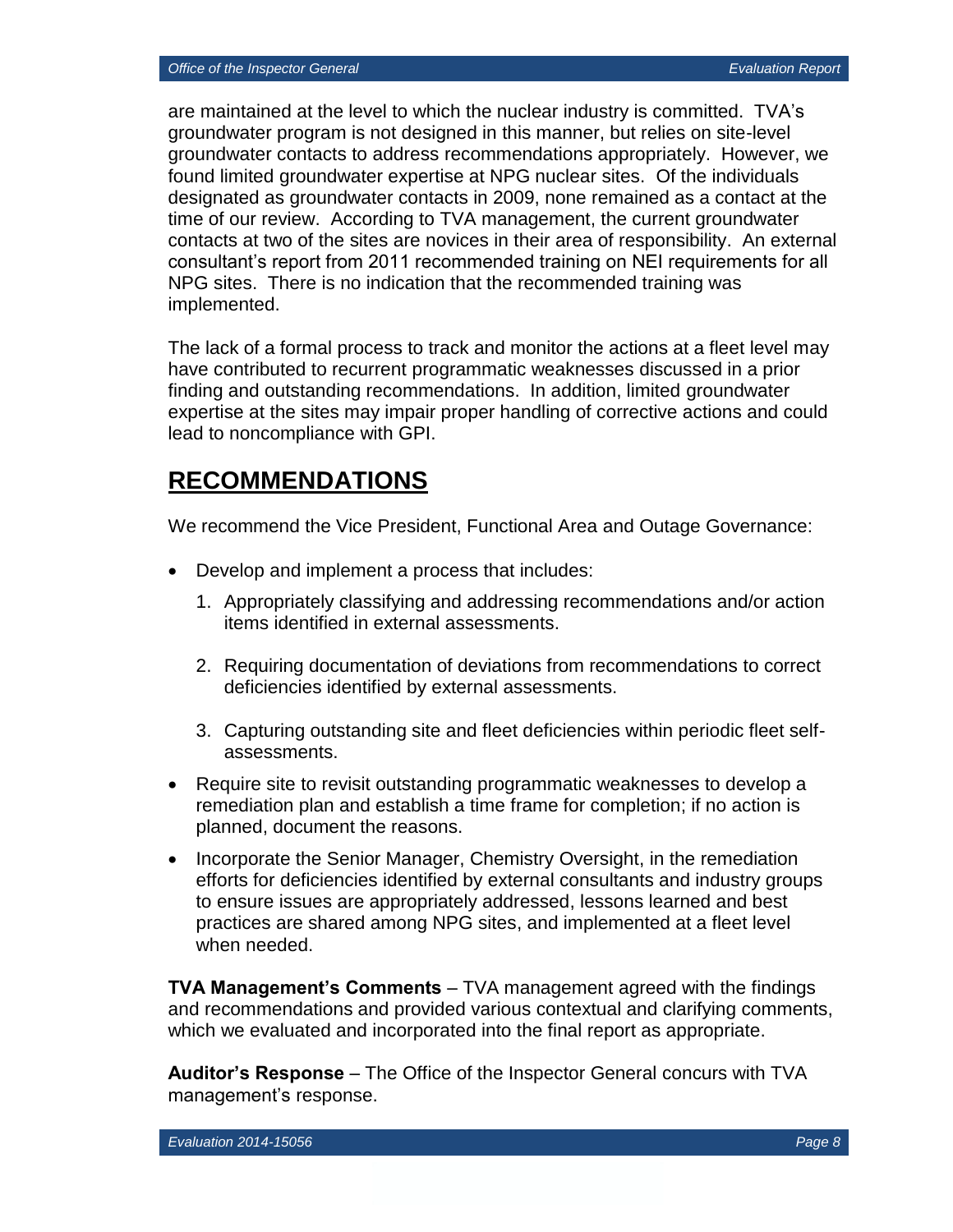are maintained at the level to which the nuclear industry is committed. TVA's groundwater program is not designed in this manner, but relies on site-level groundwater contacts to address recommendations appropriately. However, we found limited groundwater expertise at NPG nuclear sites. Of the individuals designated as groundwater contacts in 2009, none remained as a contact at the time of our review. According to TVA management, the current groundwater contacts at two of the sites are novices in their area of responsibility. An external consultant's report from 2011 recommended training on NEI requirements for all NPG sites. There is no indication that the recommended training was implemented.

The lack of a formal process to track and monitor the actions at a fleet level may have contributed to recurrent programmatic weaknesses discussed in a prior finding and outstanding recommendations. In addition, limited groundwater expertise at the sites may impair proper handling of corrective actions and could lead to noncompliance with GPI.

## RECOMMENDATIONS

We recommend the Vice President, Functional Area and Outage Governance:

- Develop and implement a process that includes:
  1. Appropriately classifying and addressing recommendations and/or action items identified in external assessments.
  2. Requiring documentation of deviations from recommendations to correct deficiencies identified by external assessments.
  3. Capturing outstanding site and fleet deficiencies within periodic fleet self-assessments.
- Require site to revisit outstanding programmatic weaknesses to develop a remediation plan and establish a time frame for completion; if no action is planned, document the reasons.
- Incorporate the Senior Manager, Chemistry Oversight, in the remediation efforts for deficiencies identified by external consultants and industry groups to ensure issues are appropriately addressed, lessons learned and best practices are shared among NPG sites, and implemented at a fleet level when needed.

**TVA Management's Comments** – TVA management agreed with the findings and recommendations and provided various contextual and clarifying comments, which we evaluated and incorporated into the final report as appropriate.

**Auditor's Response** – The Office of the Inspector General concurs with TVA management's response.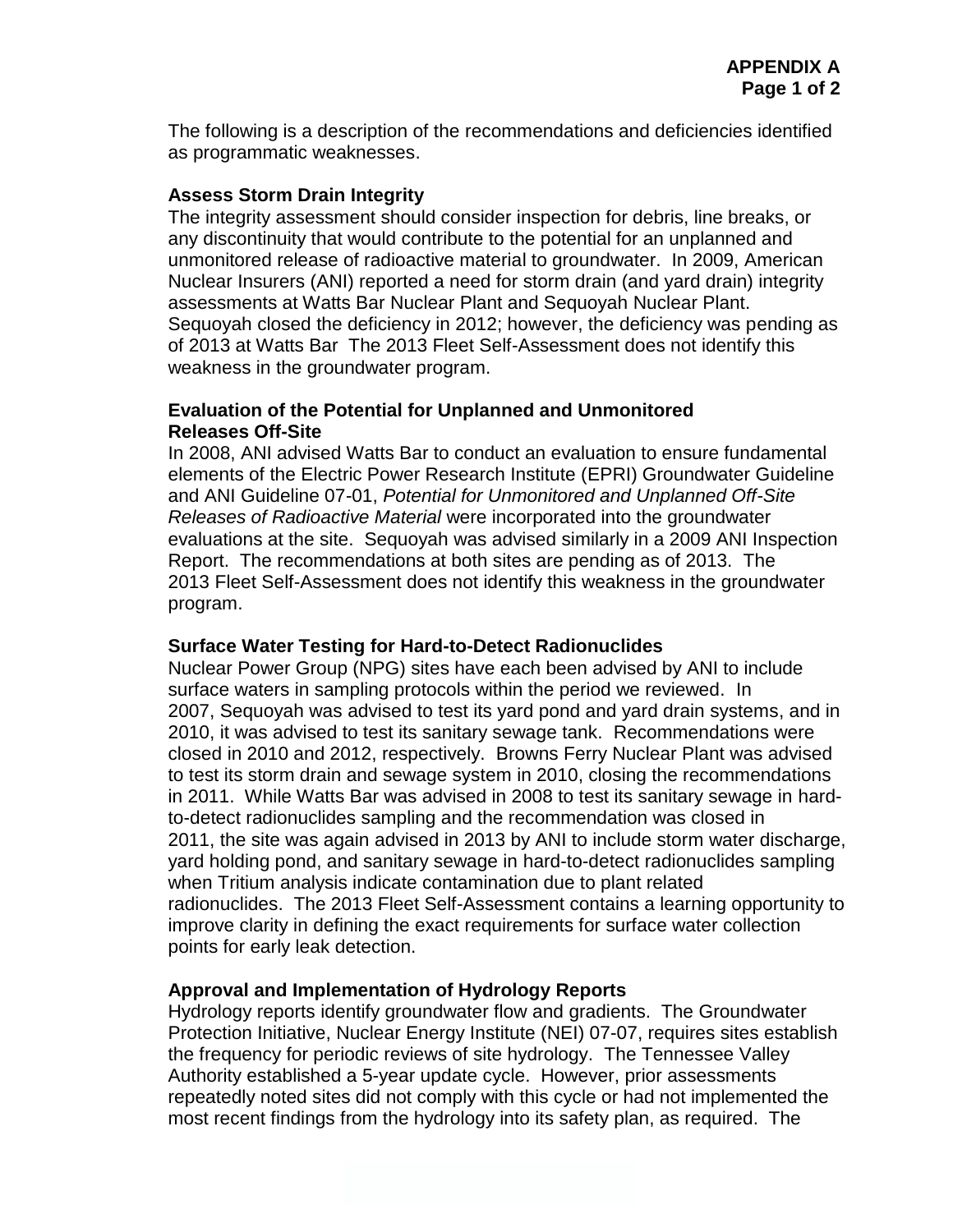The following is a description of the recommendations and deficiencies identified as programmatic weaknesses.

**Assess Storm Drain Integrity**

The integrity assessment should consider inspection for debris, line breaks, or any discontinuity that would contribute to the potential for an unplanned and unmonitored release of radioactive material to groundwater. In 2009, American Nuclear Insurers (ANI) reported a need for storm drain (and yard drain) integrity assessments at Watts Bar Nuclear Plant and Sequoyah Nuclear Plant. Sequoyah closed the deficiency in 2012; however, the deficiency was pending as of 2013 at Watts Bar The 2013 Fleet Self-Assessment does not identify this weakness in the groundwater program.

**Evaluation of the Potential for Unplanned and Unmonitored Releases Off-Site**

In 2008, ANI advised Watts Bar to conduct an evaluation to ensure fundamental elements of the Electric Power Research Institute (EPRI) Groundwater Guideline and ANI Guideline 07-01, *Potential for Unmonitored and Unplanned Off-Site Releases of Radioactive Material* were incorporated into the groundwater evaluations at the site. Sequoyah was advised similarly in a 2009 ANI Inspection Report. The recommendations at both sites are pending as of 2013. The 2013 Fleet Self-Assessment does not identify this weakness in the groundwater program.

**Surface Water Testing for Hard-to-Detect Radionuclides**

Nuclear Power Group (NPG) sites have each been advised by ANI to include surface waters in sampling protocols within the period we reviewed. In 2007, Sequoyah was advised to test its yard pond and yard drain systems, and in 2010, it was advised to test its sanitary sewage tank. Recommendations were closed in 2010 and 2012, respectively. Browns Ferry Nuclear Plant was advised to test its storm drain and sewage system in 2010, closing the recommendations in 2011. While Watts Bar was advised in 2008 to test its sanitary sewage in hard-to-detect radionuclides sampling and the recommendation was closed in 2011, the site was again advised in 2013 by ANI to include storm water discharge, yard holding pond, and sanitary sewage in hard-to-detect radionuclides sampling when Tritium analysis indicate contamination due to plant related radionuclides. The 2013 Fleet Self-Assessment contains a learning opportunity to improve clarity in defining the exact requirements for surface water collection points for early leak detection.

**Approval and Implementation of Hydrology Reports**

Hydrology reports identify groundwater flow and gradients. The Groundwater Protection Initiative, Nuclear Energy Institute (NEI) 07-07, requires sites establish the frequency for periodic reviews of site hydrology. The Tennessee Valley Authority established a 5-year update cycle. However, prior assessments repeatedly noted sites did not comply with this cycle or had not implemented the most recent findings from the hydrology into its safety plan, as required. The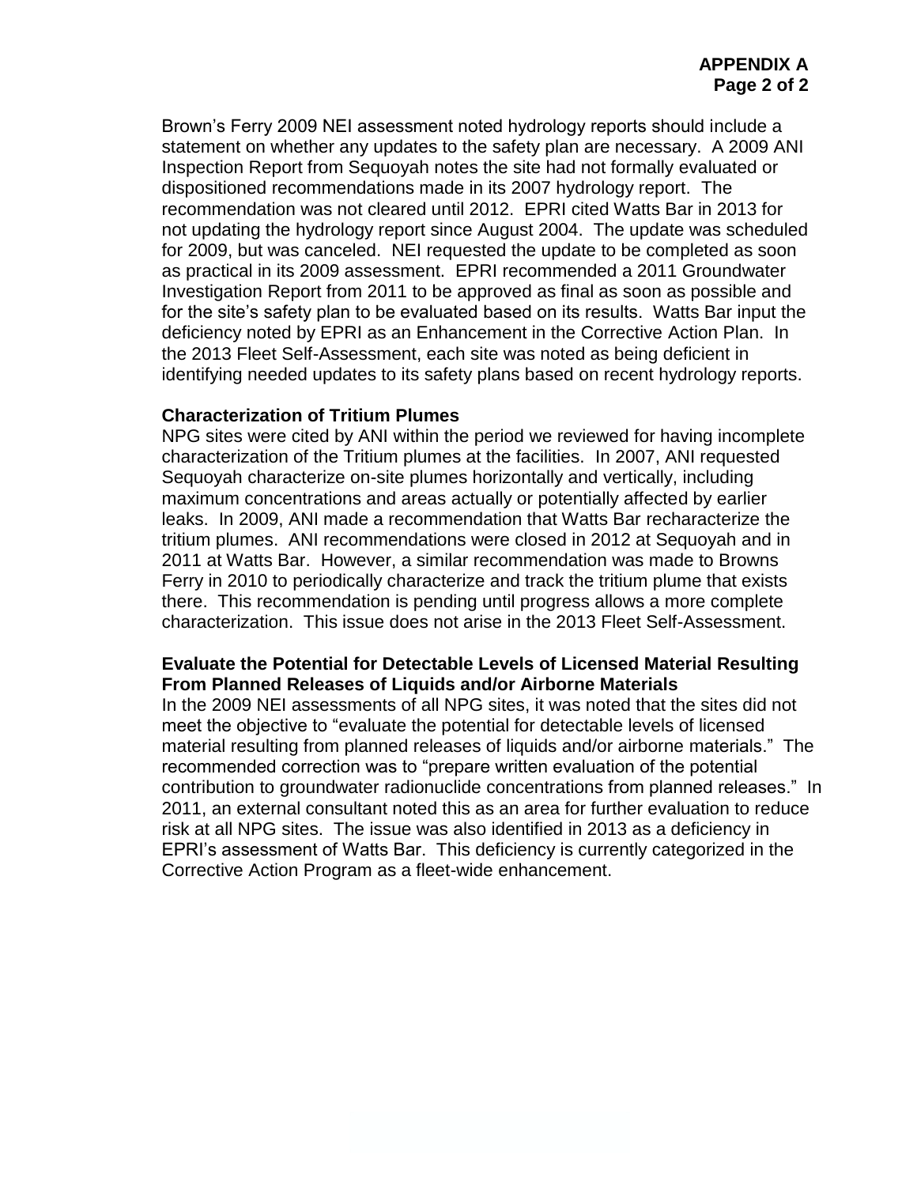Brown's Ferry 2009 NEI assessment noted hydrology reports should include a statement on whether any updates to the safety plan are necessary. A 2009 ANI Inspection Report from Sequoyah notes the site had not formally evaluated or dispositioned recommendations made in its 2007 hydrology report. The recommendation was not cleared until 2012. EPRI cited Watts Bar in 2013 for not updating the hydrology report since August 2004. The update was scheduled for 2009, but was canceled. NEI requested the update to be completed as soon as practical in its 2009 assessment. EPRI recommended a 2011 Groundwater Investigation Report from 2011 to be approved as final as soon as possible and for the site's safety plan to be evaluated based on its results. Watts Bar input the deficiency noted by EPRI as an Enhancement in the Corrective Action Plan. In the 2013 Fleet Self-Assessment, each site was noted as being deficient in identifying needed updates to its safety plans based on recent hydrology reports.

**Characterization of Tritium Plumes**

NPG sites were cited by ANI within the period we reviewed for having incomplete characterization of the Tritium plumes at the facilities. In 2007, ANI requested Sequoyah characterize on-site plumes horizontally and vertically, including maximum concentrations and areas actually or potentially affected by earlier leaks. In 2009, ANI made a recommendation that Watts Bar recharacterize the tritium plumes. ANI recommendations were closed in 2012 at Sequoyah and in 2011 at Watts Bar. However, a similar recommendation was made to Browns Ferry in 2010 to periodically characterize and track the tritium plume that exists there. This recommendation is pending until progress allows a more complete characterization. This issue does not arise in the 2013 Fleet Self-Assessment.

**Evaluate the Potential for Detectable Levels of Licensed Material Resulting From Planned Releases of Liquids and/or Airborne Materials**

In the 2009 NEI assessments of all NPG sites, it was noted that the sites did not meet the objective to "evaluate the potential for detectable levels of licensed material resulting from planned releases of liquids and/or airborne materials." The recommended correction was to "prepare written evaluation of the potential contribution to groundwater radionuclide concentrations from planned releases." In 2011, an external consultant noted this as an area for further evaluation to reduce risk at all NPG sites. The issue was also identified in 2013 as a deficiency in EPRI's assessment of Watts Bar. This deficiency is currently categorized in the Corrective Action Program as a fleet-wide enhancement.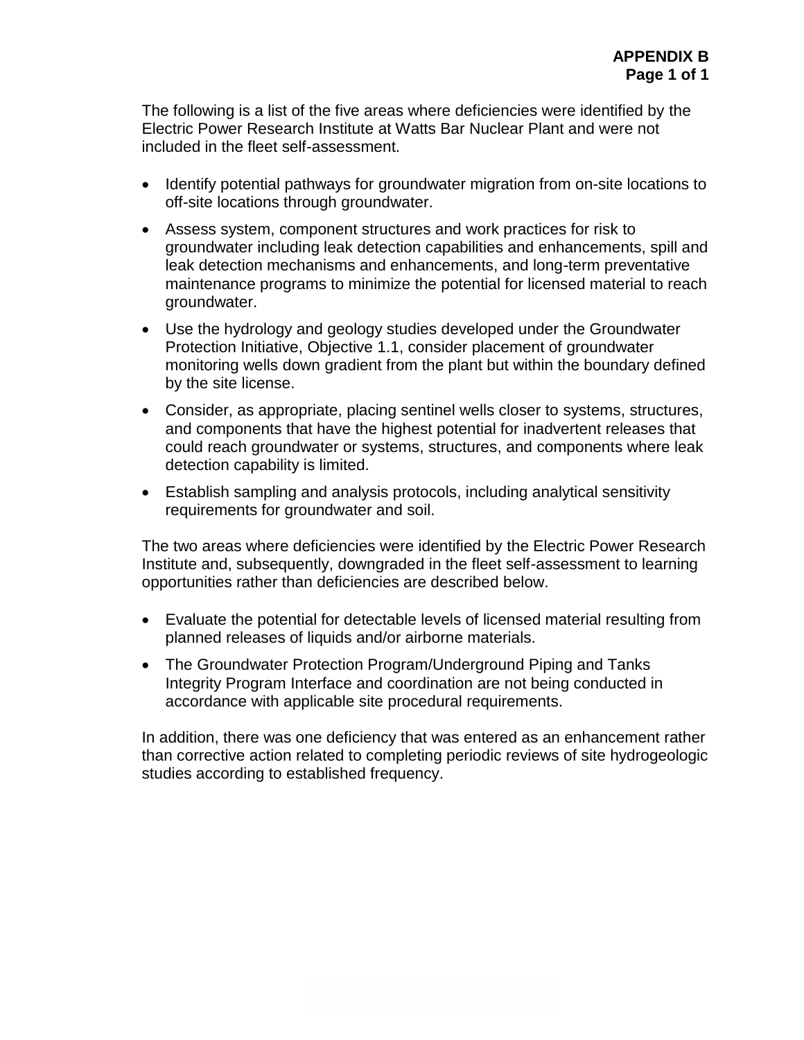**APPENDIX B**

The following is a list of the five areas where deficiencies were identified by the Electric Power Research Institute at Watts Bar Nuclear Plant and were not included in the fleet self-assessment.

- Identify potential pathways for groundwater migration from on-site locations to off-site locations through groundwater.
- Assess system, component structures and work practices for risk to groundwater including leak detection capabilities and enhancements, spill and leak detection mechanisms and enhancements, and long-term preventative maintenance programs to minimize the potential for licensed material to reach groundwater.
- Use the hydrology and geology studies developed under the Groundwater Protection Initiative, Objective 1.1, consider placement of groundwater monitoring wells down gradient from the plant but within the boundary defined by the site license.
- Consider, as appropriate, placing sentinel wells closer to systems, structures, and components that have the highest potential for inadvertent releases that could reach groundwater or systems, structures, and components where leak detection capability is limited.
- Establish sampling and analysis protocols, including analytical sensitivity requirements for groundwater and soil.

The two areas where deficiencies were identified by the Electric Power Research Institute and, subsequently, downgraded in the fleet self-assessment to learning opportunities rather than deficiencies are described below.

- Evaluate the potential for detectable levels of licensed material resulting from planned releases of liquids and/or airborne materials.
- The Groundwater Protection Program/Underground Piping and Tanks Integrity Program Interface and coordination are not being conducted in accordance with applicable site procedural requirements.

In addition, there was one deficiency that was entered as an enhancement rather than corrective action related to completing periodic reviews of site hydrogeologic studies according to established frequency.